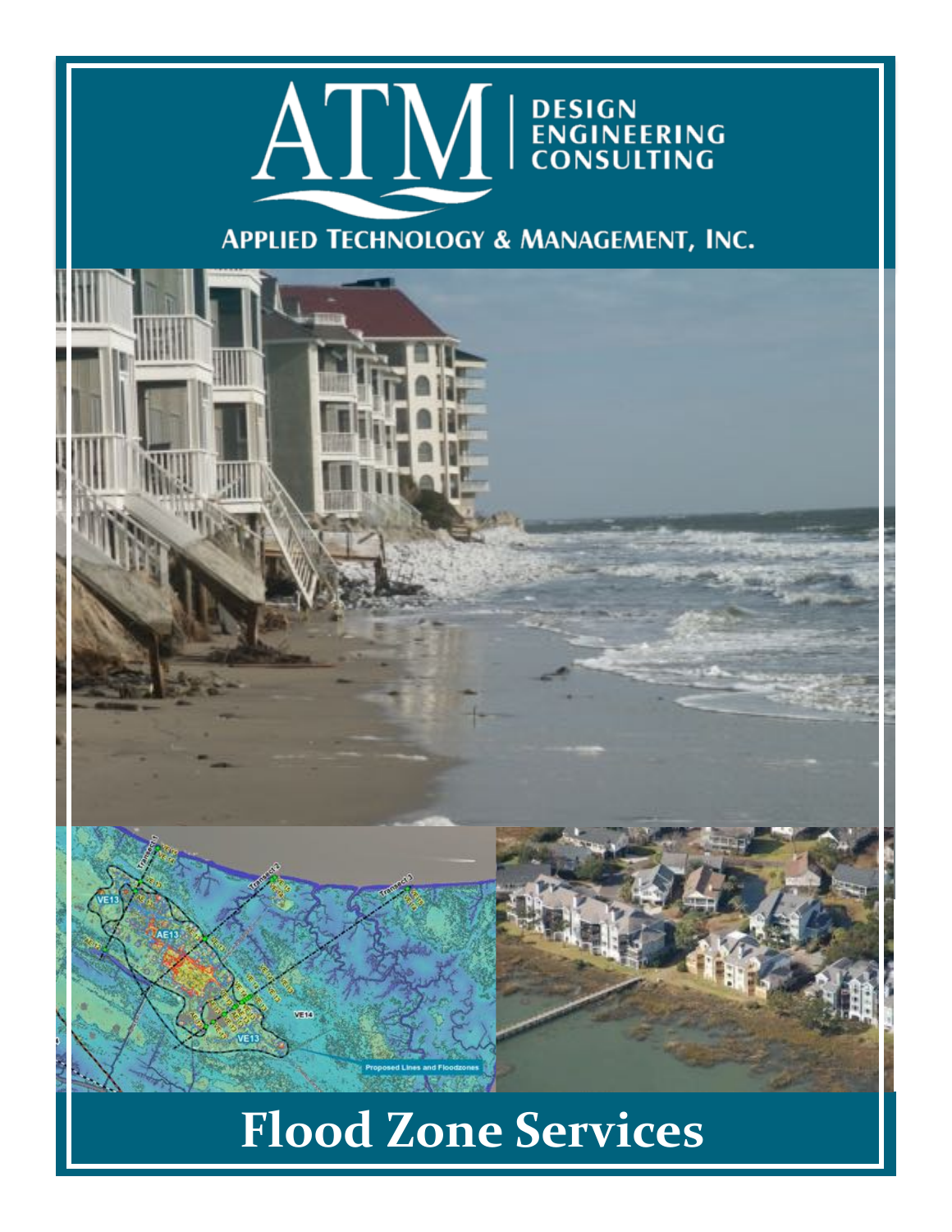ATM | DESIGN ENGINEERING CONSULTING

APPLIED TECHNOLOGY & MANAGEMENT, INC.

# Flood Zone Services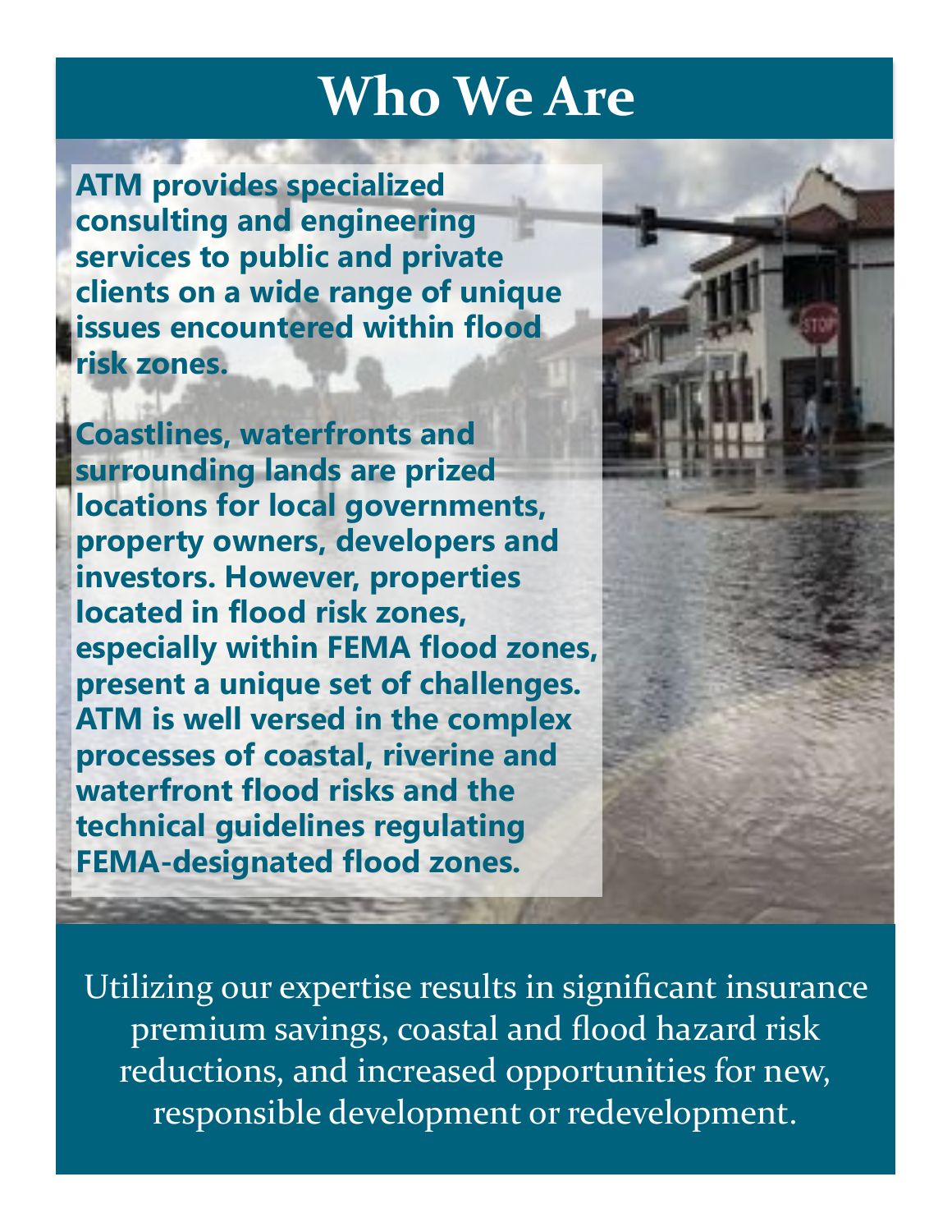# Who We Are

**ATM provides specialized consulting and engineering services to public and private clients on a wide range of unique issues encountered within flood risk zones.**

**Coastlines, waterfronts and surrounding lands are prized locations for local governments, property owners, developers and investors. However, properties located in flood risk zones, especially within FEMA flood zones, present a unique set of challenges. ATM is well versed in the complex processes of coastal, riverine and waterfront flood risks and the technical guidelines regulating FEMA-designated flood zones.**

Utilizing our expertise results in significant insurance premium savings, coastal and flood hazard risk reductions, and increased opportunities for new, responsible development or redevelopment.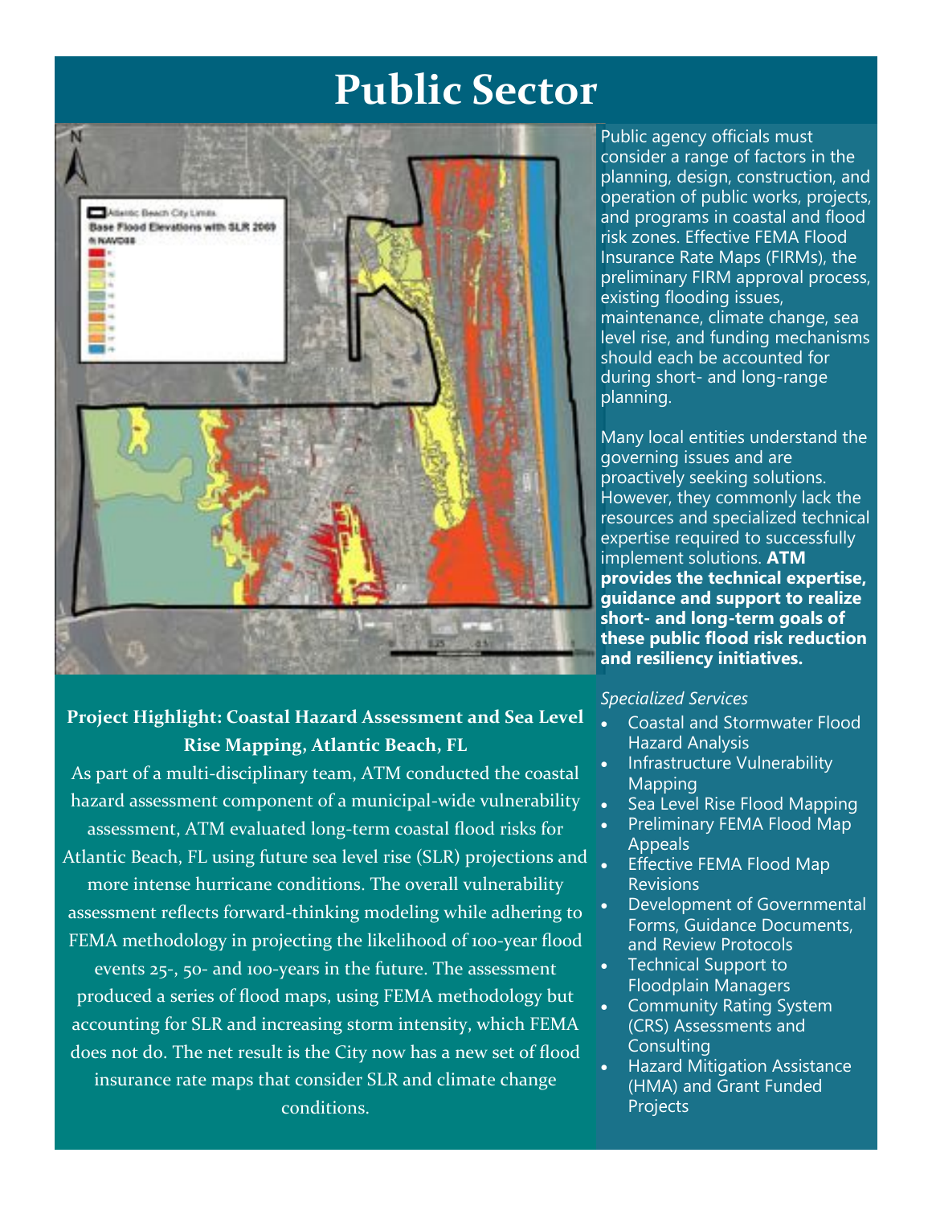# Public Sector

Public agency officials must consider a range of factors in the planning, design, construction, and operation of public works, projects, and programs in coastal and flood risk zones. Effective FEMA Flood Insurance Rate Maps (FIRMs), the preliminary FIRM approval process, existing flooding issues, maintenance, climate change, sea level rise, and funding mechanisms should each be accounted for during short- and long-range planning.

Many local entities understand the governing issues and are proactively seeking solutions. However, they commonly lack the resources and specialized technical expertise required to successfully implement solutions. **ATM provides the technical expertise, guidance and support to realize short- and long-term goals of these public flood risk reduction and resiliency initiatives.**

Atlantic Beach City Limits
Base Flood Elevations with SLR 2069
ft NAVD88

### Project Highlight: Coastal Hazard Assessment and Sea Level Rise Mapping, Atlantic Beach, FL

As part of a multi-disciplinary team, ATM conducted the coastal hazard assessment component of a municipal-wide vulnerability assessment, ATM evaluated long-term coastal flood risks for Atlantic Beach, FL using future sea level rise (SLR) projections and more intense hurricane conditions. The overall vulnerability assessment reflects forward-thinking modeling while adhering to FEMA methodology in projecting the likelihood of 100-year flood events 25-, 50- and 100-years in the future. The assessment produced a series of flood maps, using FEMA methodology but accounting for SLR and increasing storm intensity, which FEMA does not do. The net result is the City now has a new set of flood insurance rate maps that consider SLR and climate change conditions.

*Specialized Services*

- Coastal and Stormwater Flood Hazard Analysis
- Infrastructure Vulnerability Mapping
- Sea Level Rise Flood Mapping
- Preliminary FEMA Flood Map Appeals
- Effective FEMA Flood Map Revisions
- Development of Governmental Forms, Guidance Documents, and Review Protocols
- Technical Support to Floodplain Managers
- Community Rating System (CRS) Assessments and Consulting
- Hazard Mitigation Assistance (HMA) and Grant Funded Projects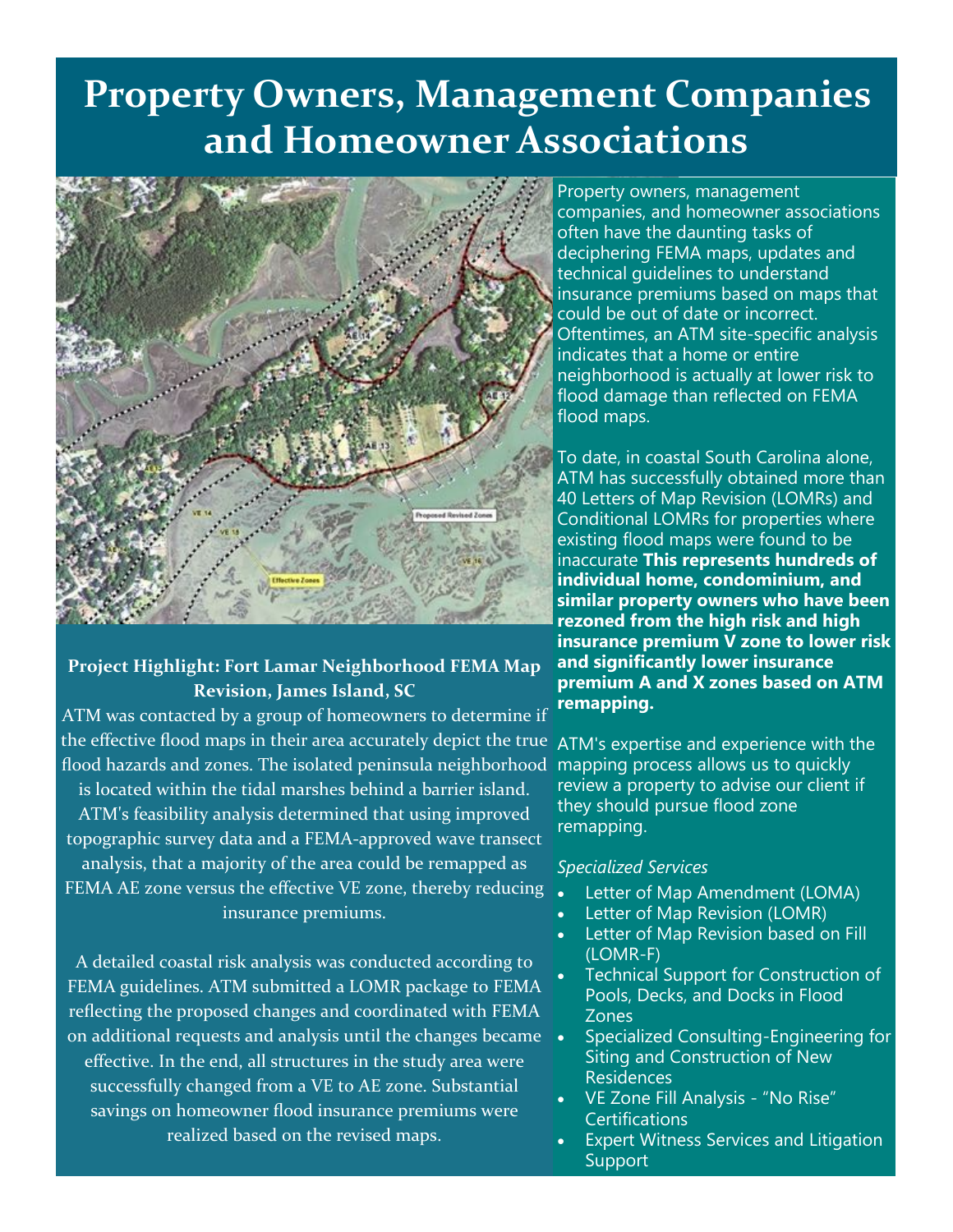# Property Owners, Management Companies and Homeowner Associations

Proposed Revised Zones

Effective Zones

AE 13

AE 12

AE 13

AE 15

VE 14

VE 15

VE 16

**Project Highlight: Fort Lamar Neighborhood FEMA Map Revision, James Island, SC**

ATM was contacted by a group of homeowners to determine if the effective flood maps in their area accurately depict the true flood hazards and zones. The isolated peninsula neighborhood is located within the tidal marshes behind a barrier island. ATM's feasibility analysis determined that using improved topographic survey data and a FEMA-approved wave transect analysis, that a majority of the area could be remapped as FEMA AE zone versus the effective VE zone, thereby reducing insurance premiums.

A detailed coastal risk analysis was conducted according to FEMA guidelines. ATM submitted a LOMR package to FEMA reflecting the proposed changes and coordinated with FEMA on additional requests and analysis until the changes became effective. In the end, all structures in the study area were successfully changed from a VE to AE zone. Substantial savings on homeowner flood insurance premiums were realized based on the revised maps.

Property owners, management companies, and homeowner associations often have the daunting tasks of deciphering FEMA maps, updates and technical guidelines to understand insurance premiums based on maps that could be out of date or incorrect. Oftentimes, an ATM site-specific analysis indicates that a home or entire neighborhood is actually at lower risk to flood damage than reflected on FEMA flood maps.

To date, in coastal South Carolina alone, ATM has successfully obtained more than 40 Letters of Map Revision (LOMRs) and Conditional LOMRs for properties where existing flood maps were found to be inaccurate **This represents hundreds of individual home, condominium, and similar property owners who have been rezoned from the high risk and high insurance premium V zone to lower risk and significantly lower insurance premium A and X zones based on ATM remapping.**

ATM's expertise and experience with the mapping process allows us to quickly review a property to advise our client if they should pursue flood zone remapping.

*Specialized Services*

- Letter of Map Amendment (LOMA)
- Letter of Map Revision (LOMR)
- Letter of Map Revision based on Fill (LOMR-F)
- Technical Support for Construction of Pools, Decks, and Docks in Flood Zones
- Specialized Consulting-Engineering for Siting and Construction of New Residences
- VE Zone Fill Analysis - "No Rise" Certifications
- Expert Witness Services and Litigation Support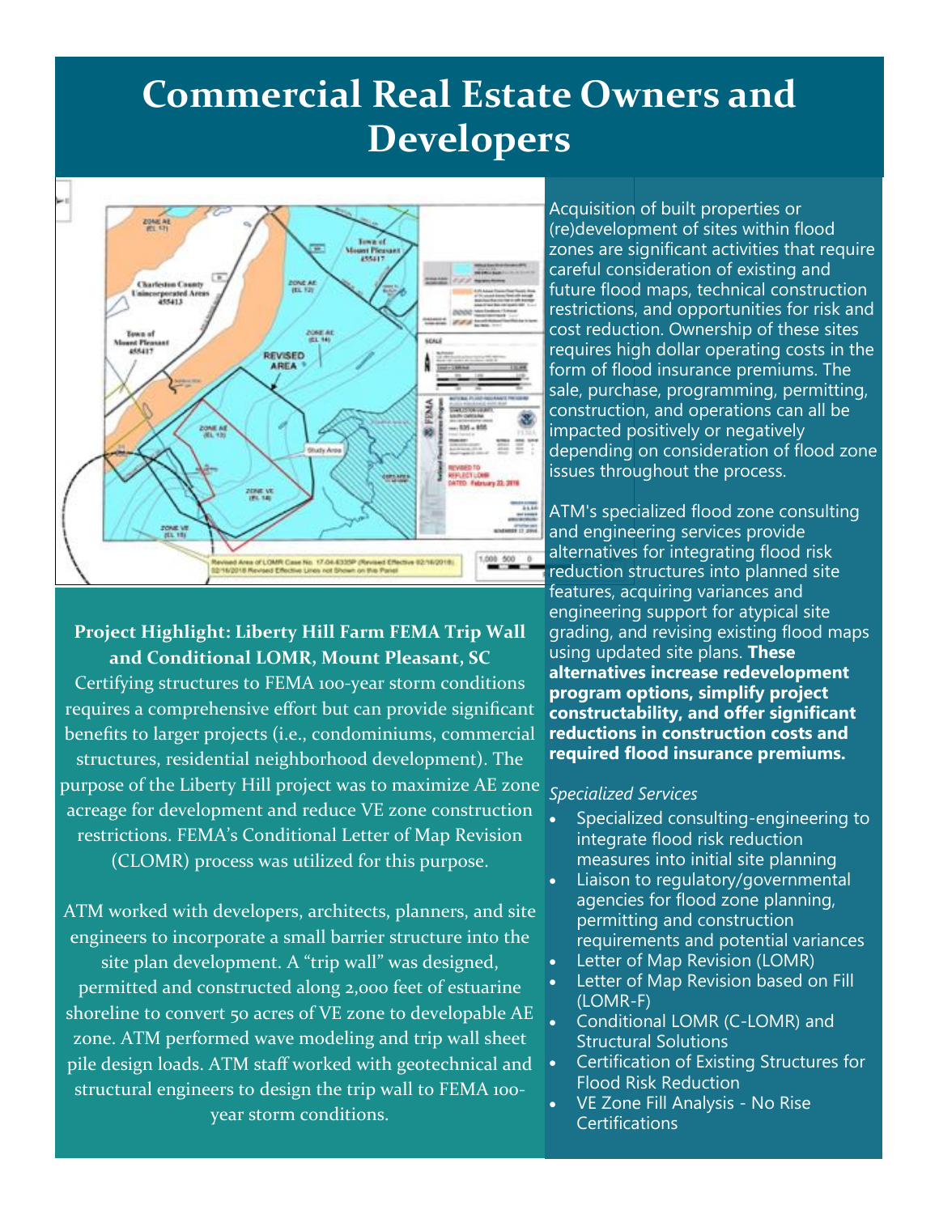# Commercial Real Estate Owners and Developers

Acquisition of built properties or (re)development of sites within flood zones are significant activities that require careful consideration of existing and future flood maps, technical construction restrictions, and opportunities for risk and cost reduction. Ownership of these sites requires high dollar operating costs in the form of flood insurance premiums. The sale, purchase, programming, permitting, construction, and operations can all be impacted positively or negatively depending on consideration of flood zone issues throughout the process.

ATM's specialized flood zone consulting and engineering services provide alternatives for integrating flood risk reduction structures into planned site features, acquiring variances and engineering support for atypical site grading, and revising existing flood maps using updated site plans. **These alternatives increase redevelopment program options, simplify project constructability, and offer significant reductions in construction costs and required flood insurance premiums.**

*Specialized Services*

- Specialized consulting-engineering to integrate flood risk reduction measures into initial site planning
- Liaison to regulatory/governmental agencies for flood zone planning, permitting and construction requirements and potential variances
- Letter of Map Revision (LOMR)
- Letter of Map Revision based on Fill (LOMR-F)
- Conditional LOMR (C-LOMR) and Structural Solutions
- Certification of Existing Structures for Flood Risk Reduction
- VE Zone Fill Analysis - No Rise Certifications

**Project Highlight: Liberty Hill Farm FEMA Trip Wall and Conditional LOMR, Mount Pleasant, SC**

Certifying structures to FEMA 100-year storm conditions requires a comprehensive effort but can provide significant benefits to larger projects (i.e., condominiums, commercial structures, residential neighborhood development). The purpose of the Liberty Hill project was to maximize AE zone acreage for development and reduce VE zone construction restrictions. FEMA's Conditional Letter of Map Revision (CLOMR) process was utilized for this purpose.

ATM worked with developers, architects, planners, and site engineers to incorporate a small barrier structure into the site plan development. A "trip wall" was designed, permitted and constructed along 2,000 feet of estuarine shoreline to convert 50 acres of VE zone to developable AE zone. ATM performed wave modeling and trip wall sheet pile design loads. ATM staff worked with geotechnical and structural engineers to design the trip wall to FEMA 100-year storm conditions.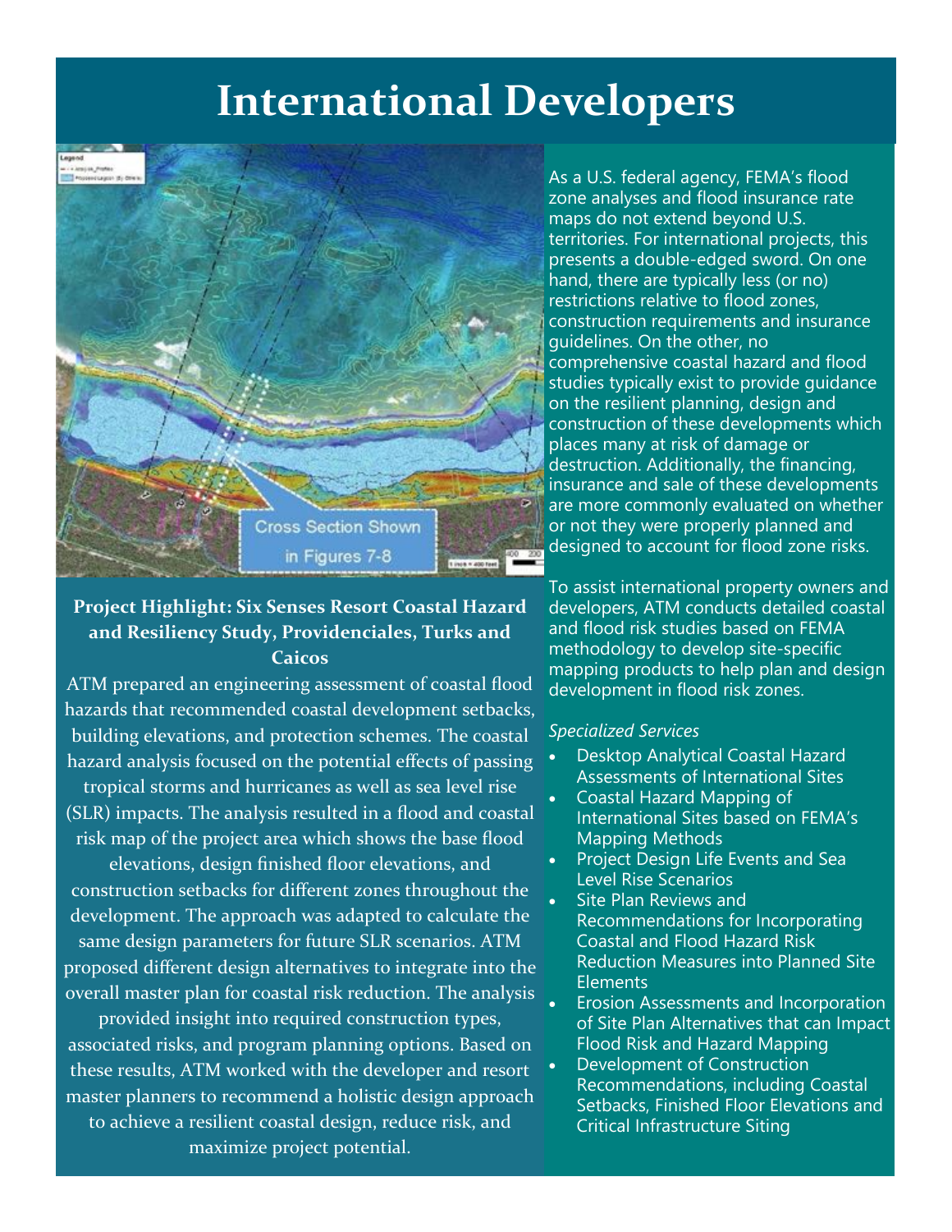# International Developers

Cross Section Shown in Figures 7-8

**Project Highlight: Six Senses Resort Coastal Hazard and Resiliency Study, Providenciales, Turks and Caicos**

ATM prepared an engineering assessment of coastal flood hazards that recommended coastal development setbacks, building elevations, and protection schemes. The coastal hazard analysis focused on the potential effects of passing tropical storms and hurricanes as well as sea level rise (SLR) impacts. The analysis resulted in a flood and coastal risk map of the project area which shows the base flood elevations, design finished floor elevations, and construction setbacks for different zones throughout the development. The approach was adapted to calculate the same design parameters for future SLR scenarios. ATM proposed different design alternatives to integrate into the overall master plan for coastal risk reduction. The analysis provided insight into required construction types, associated risks, and program planning options. Based on these results, ATM worked with the developer and resort master planners to recommend a holistic design approach to achieve a resilient coastal design, reduce risk, and maximize project potential.

As a U.S. federal agency, FEMA's flood zone analyses and flood insurance rate maps do not extend beyond U.S. territories. For international projects, this presents a double-edged sword. On one hand, there are typically less (or no) restrictions relative to flood zones, construction requirements and insurance guidelines. On the other, no comprehensive coastal hazard and flood studies typically exist to provide guidance on the resilient planning, design and construction of these developments which places many at risk of damage or destruction. Additionally, the financing, insurance and sale of these developments are more commonly evaluated on whether or not they were properly planned and designed to account for flood zone risks.

To assist international property owners and developers, ATM conducts detailed coastal and flood risk studies based on FEMA methodology to develop site-specific mapping products to help plan and design development in flood risk zones.

*Specialized Services*

- Desktop Analytical Coastal Hazard Assessments of International Sites
- Coastal Hazard Mapping of International Sites based on FEMA's Mapping Methods
- Project Design Life Events and Sea Level Rise Scenarios
- Site Plan Reviews and Recommendations for Incorporating Coastal and Flood Hazard Risk Reduction Measures into Planned Site Elements
- Erosion Assessments and Incorporation of Site Plan Alternatives that can Impact Flood Risk and Hazard Mapping
- Development of Construction Recommendations, including Coastal Setbacks, Finished Floor Elevations and Critical Infrastructure Siting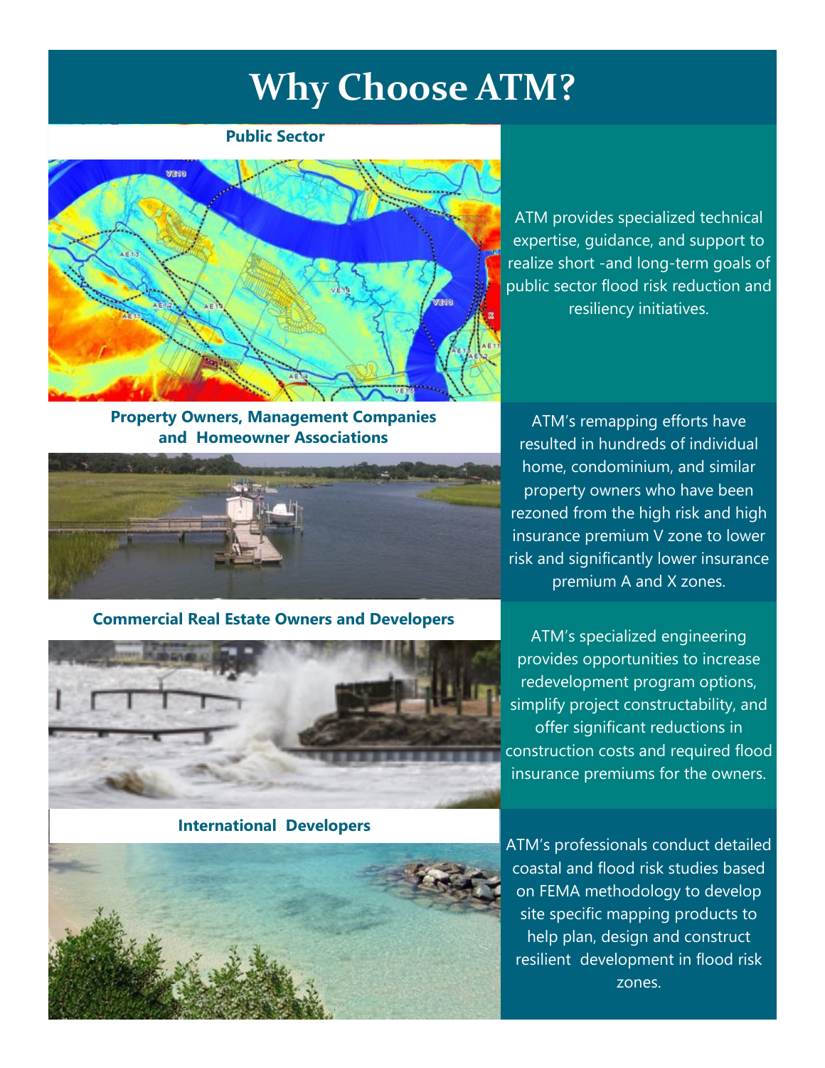# Why Choose ATM?

**Public Sector**

ATM provides specialized technical expertise, guidance, and support to realize short -and long-term goals of public sector flood risk reduction and resiliency initiatives.

**Property Owners, Management Companies and Homeowner Associations**

ATM's remapping efforts have resulted in hundreds of individual home, condominium, and similar property owners who have been rezoned from the high risk and high insurance premium V zone to lower risk and significantly lower insurance premium A and X zones.

**Commercial Real Estate Owners and Developers**

ATM's specialized engineering provides opportunities to increase redevelopment program options, simplify project constructability, and offer significant reductions in construction costs and required flood insurance premiums for the owners.

**International Developers**

ATM's professionals conduct detailed coastal and flood risk studies based on FEMA methodology to develop site specific mapping products to help plan, design and construct resilient development in flood risk zones.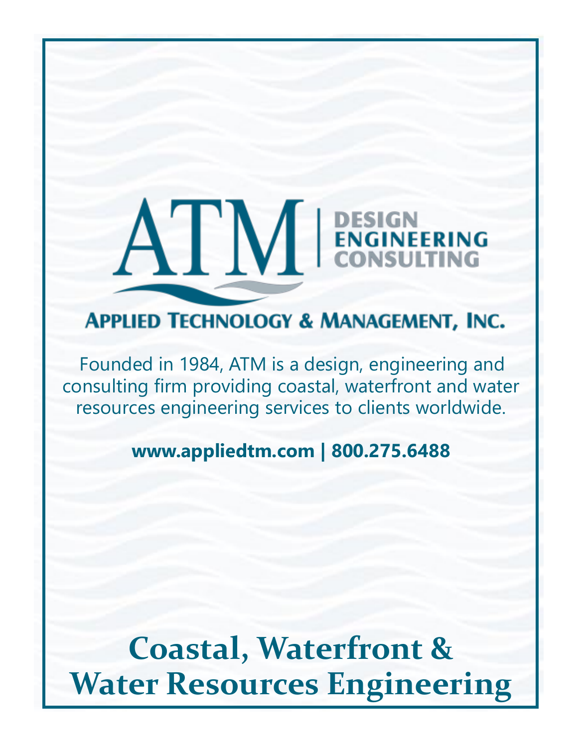ATM | DESIGN ENGINEERING CONSULTING

**APPLIED TECHNOLOGY & MANAGEMENT, INC.**

Founded in 1984, ATM is a design, engineering and consulting firm providing coastal, waterfront and water resources engineering services to clients worldwide.

**www.appliedtm.com | 800.275.6488**

# Coastal, Waterfront & Water Resources Engineering